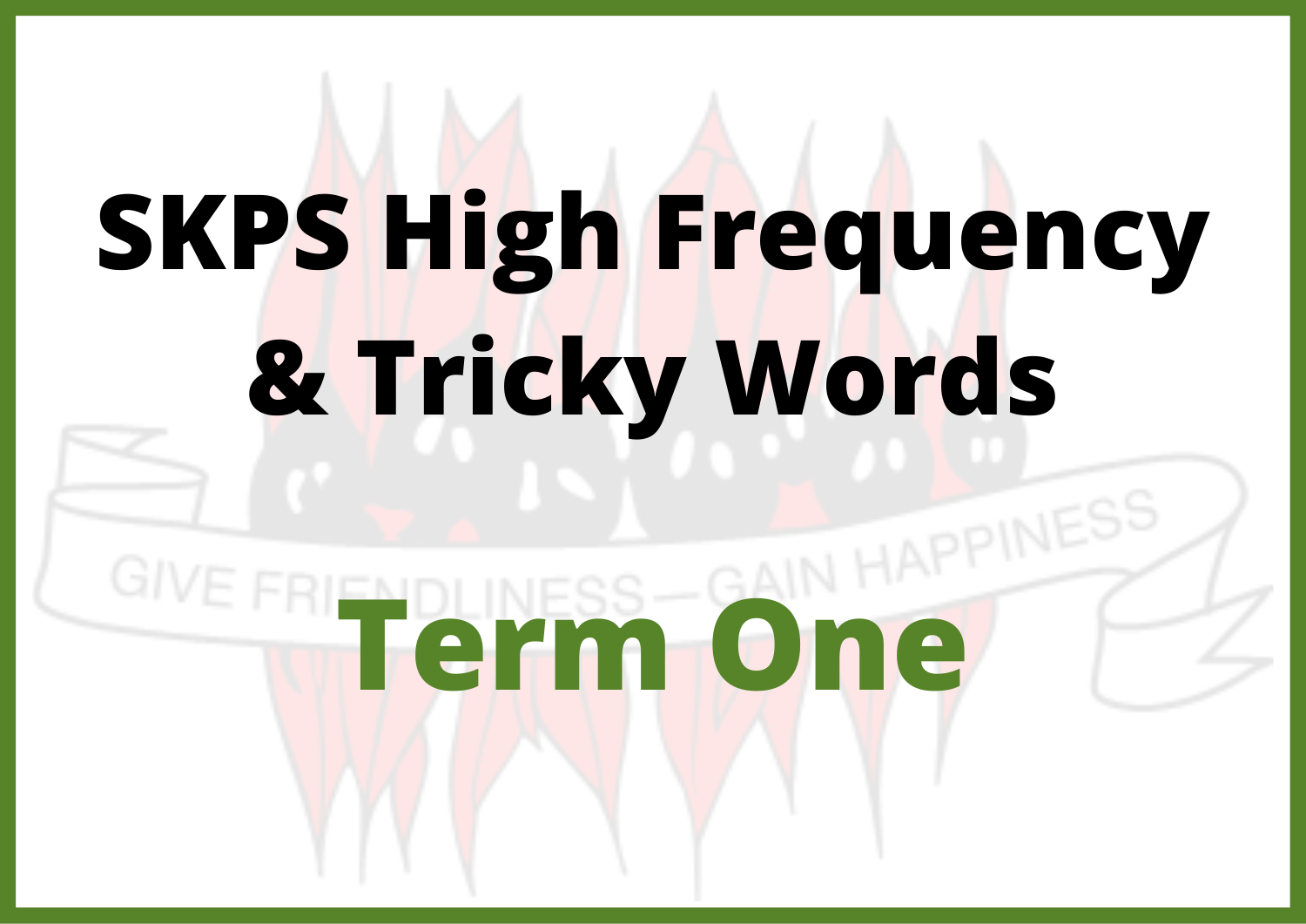# SKPS High Frequency & Tricky Words

## Term One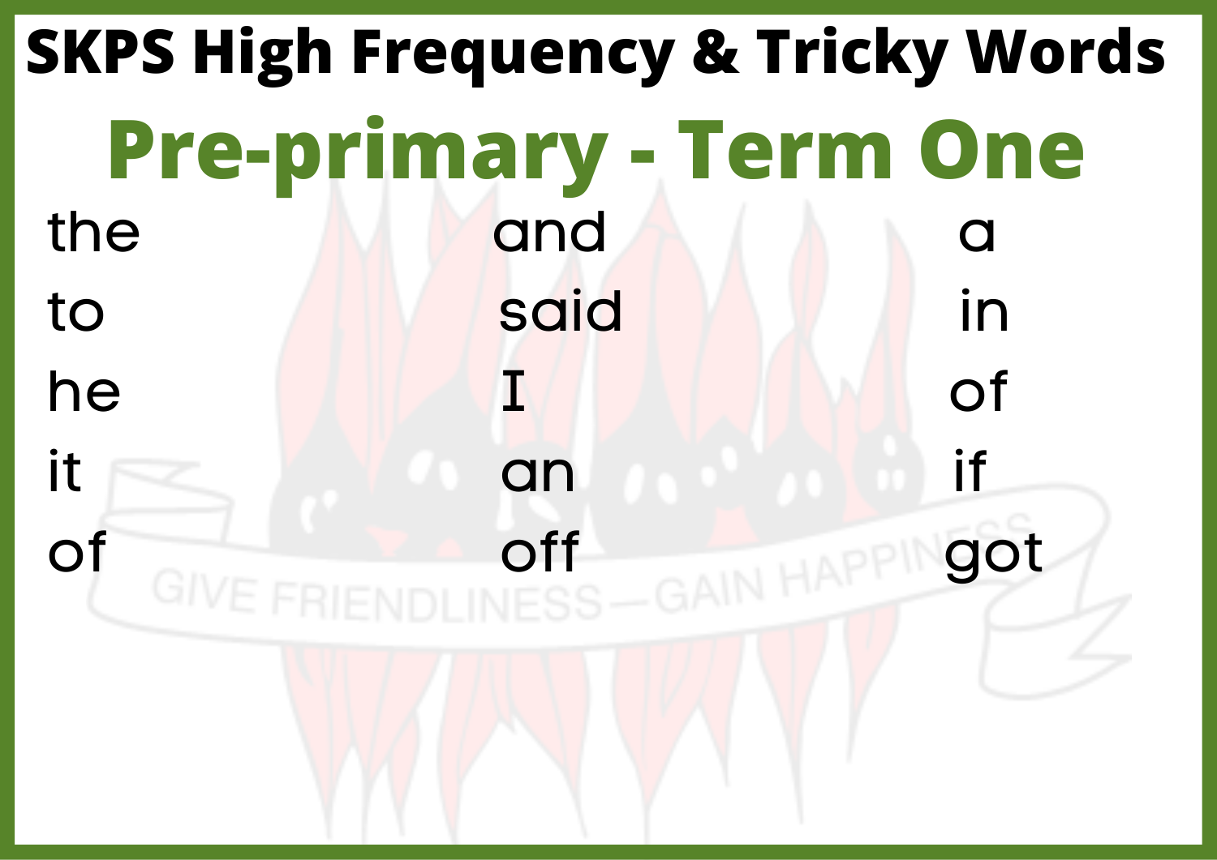# SKPS High Frequency & Tricky Words

## Pre-primary - Term One

| | | |
|---|---|---|
| the | and | a |
| to | said | in |
| he | I | of |
| it | an | if |
| of | off | got |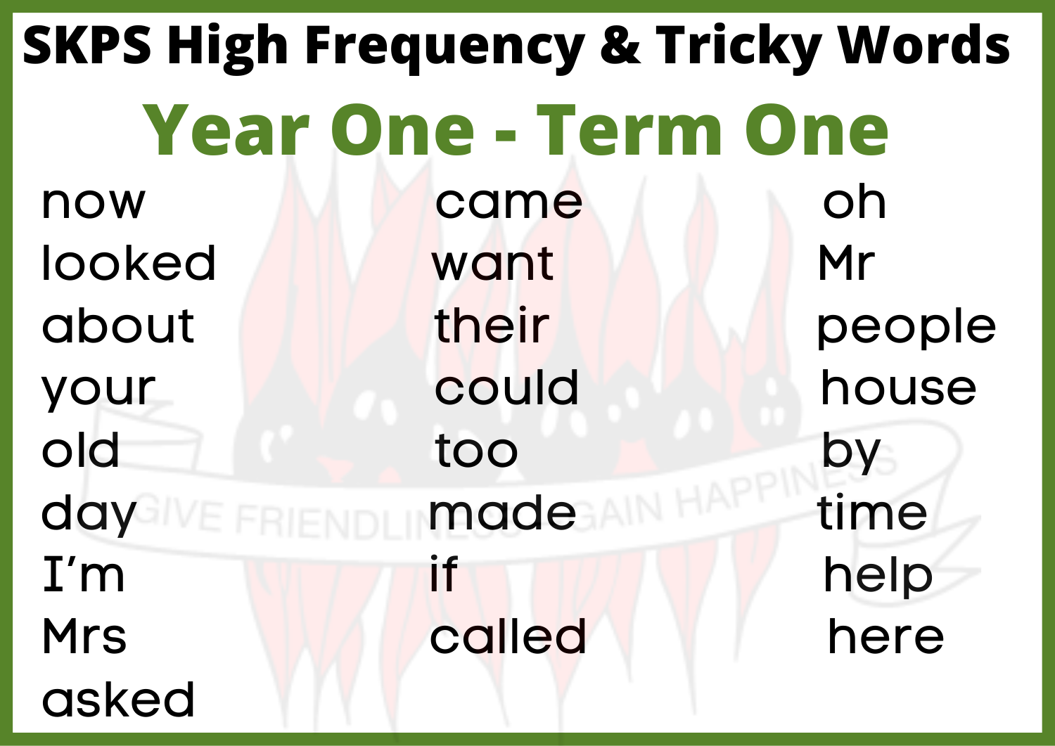# SKPS High Frequency & Tricky Words

## Year One - Term One

| | | |
|---|---|---|
| now | came | oh |
| looked | want | Mr |
| about | their | people |
| your | could | house |
| old | too | by |
| day | made | time |
| I'm | if | help |
| Mrs | called | here |
| asked | | |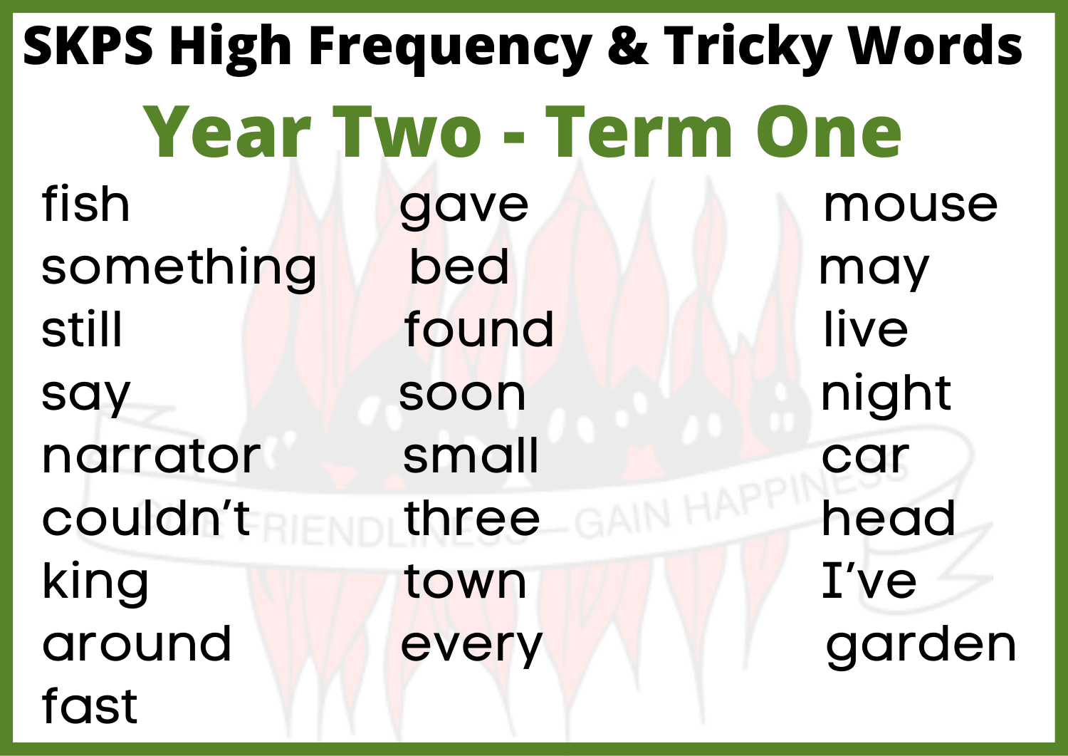# SKPS High Frequency & Tricky Words

## Year Two - Term One

| | | |
|---|---|---|
| fish | gave | mouse |
| something | bed | may |
| still | found | live |
| say | soon | night |
| narrator | small | car |
| couldn't | three | head |
| king | town | I've |
| around | every | garden |
| fast | | |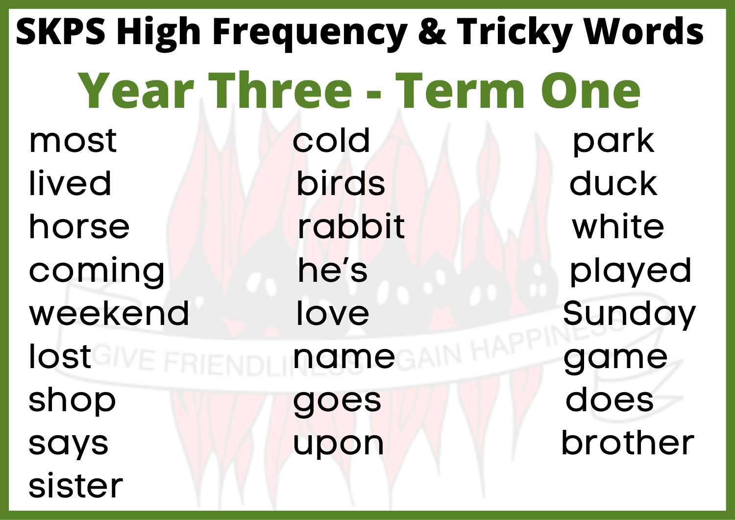# SKPS High Frequency & Tricky Words

## Year Three - Term One

- most
- lived
- horse
- coming
- weekend
- lost
- shop
- says
- sister
- cold
- birds
- rabbit
- he's
- love
- name
- goes
- upon
- park
- duck
- white
- played
- Sunday
- game
- does
- brother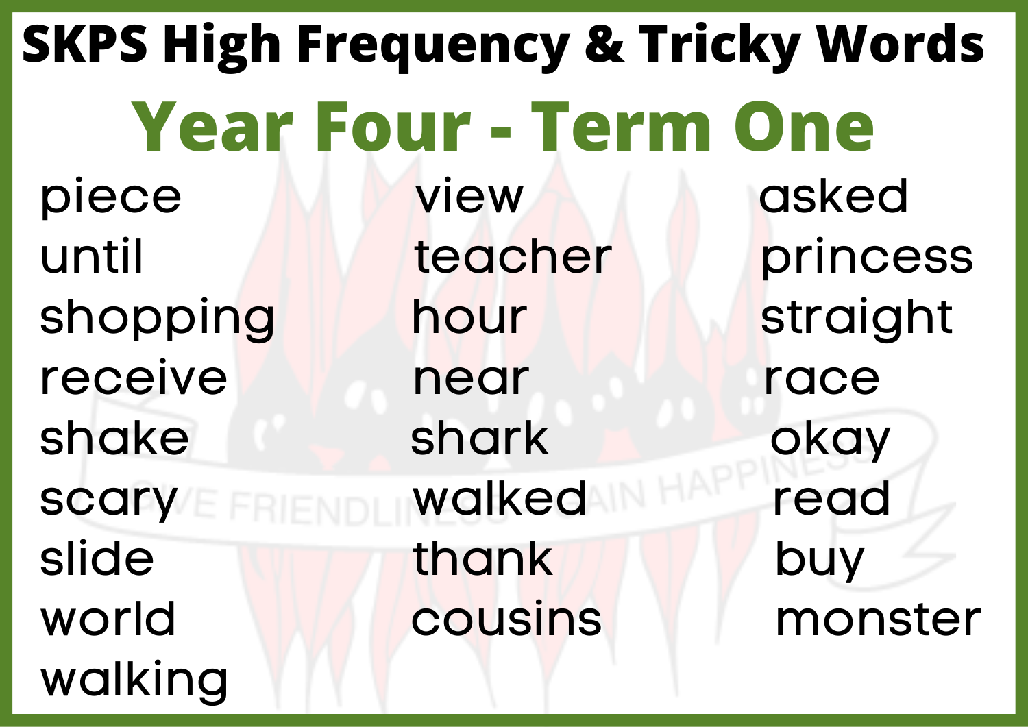# SKPS High Frequency & Tricky Words

## Year Four - Term One

| | | |
|---|---|---|
| piece | view | asked |
| until | teacher | princess |
| shopping | hour | straight |
| receive | near | race |
| shake | shark | okay |
| scary | walked | read |
| slide | thank | buy |
| world | cousins | monster |
| walking | | |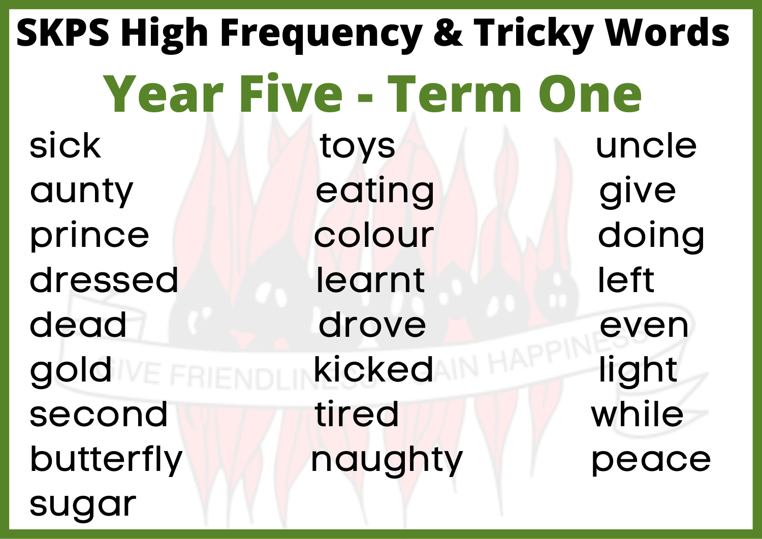# SKPS High Frequency & Tricky Words

## Year Five - Term One

| | | |
|---|---|---|
| sick | toys | uncle |
| aunty | eating | give |
| prince | colour | doing |
| dressed | learnt | left |
| dead | drove | even |
| gold | kicked | light |
| second | tired | while |
| butterfly | naughty | peace |
| sugar | | |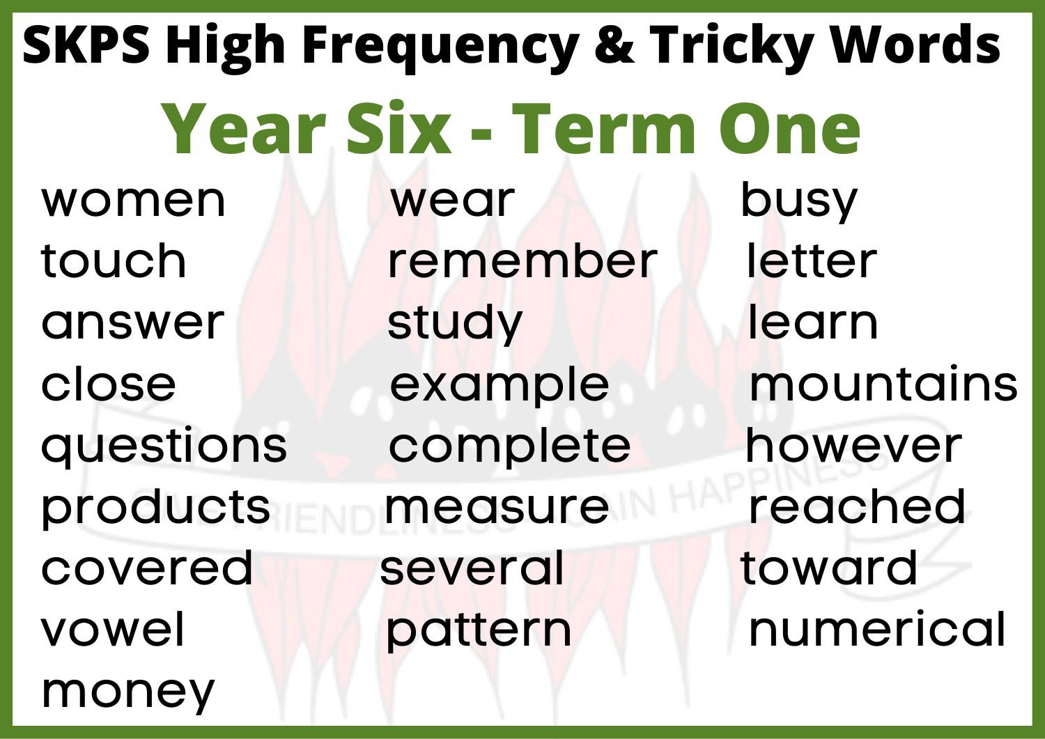# SKPS High Frequency & Tricky Words

## Year Six - Term One

| | | |
|---|---|---|
| women | wear | busy |
| touch | remember | letter |
| answer | study | learn |
| close | example | mountains |
| questions | complete | however |
| products | measure | reached |
| covered | several | toward |
| vowel | pattern | numerical |
| money | | |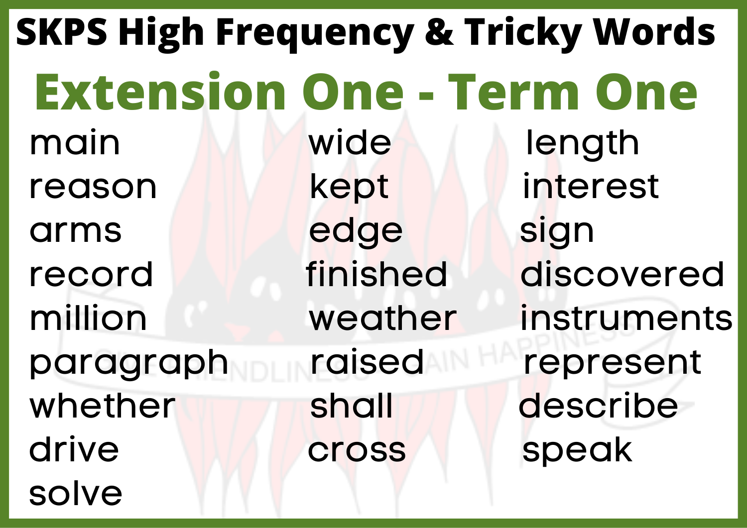# SKPS High Frequency & Tricky Words

## Extension One - Term One

| | | |
|---|---|---|
| main | wide | length |
| reason | kept | interest |
| arms | edge | sign |
| record | finished | discovered |
| million | weather | instruments |
| paragraph | raised | represent |
| whether | shall | describe |
| drive | cross | speak |
| solve | | |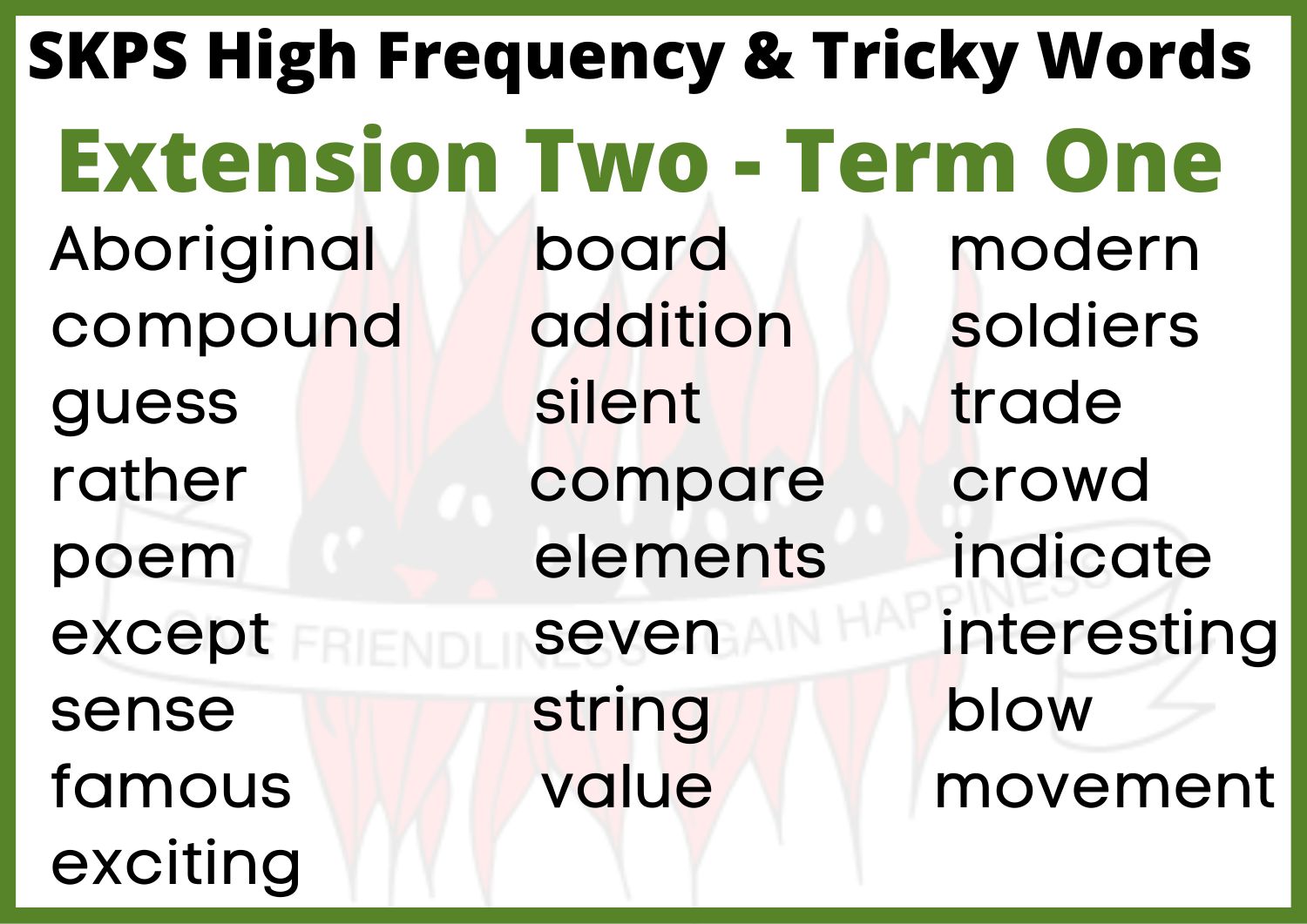# SKPS High Frequency & Tricky Words

## Extension Two - Term One

| | | |
|---|---|---|
| Aboriginal | board | modern |
| compound | addition | soldiers |
| guess | silent | trade |
| rather | compare | crowd |
| poem | elements | indicate |
| except | seven | interesting |
| sense | string | blow |
| famous | value | movement |
| exciting | | |